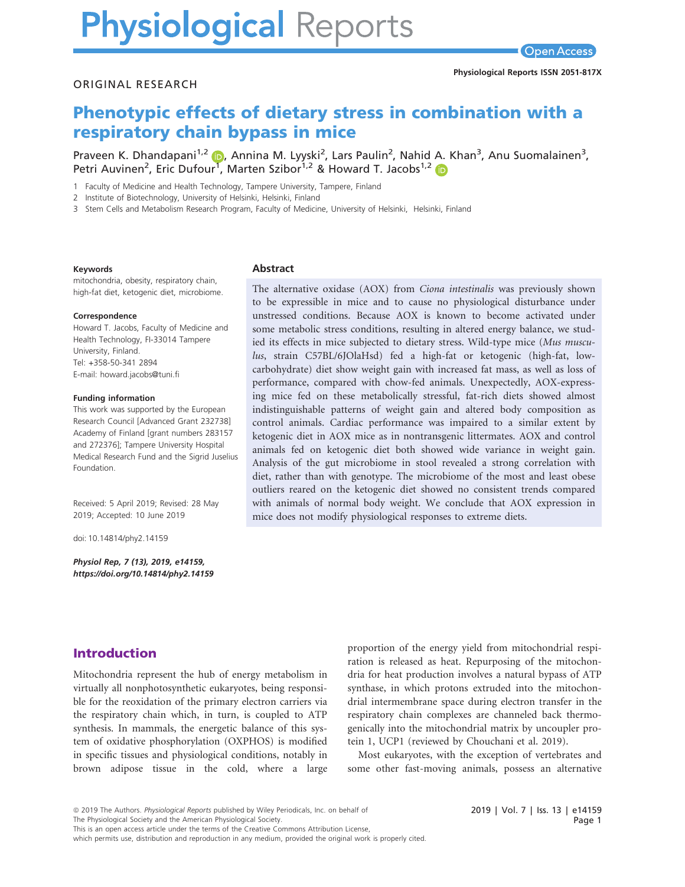ORIGINAL RESEARCH

# Phenotypic effects of dietary stress in combination with a respiratory chain bypass in mice

Praveen K. Dhandapani[1,2], Annina M. Lyyski[2], Lars Paulin[2], Nahid A. Khan[3], Anu Suomalainen[3], Petri Auvinen[2], Eric Dufour[1], Marten Szibor[1,2] & Howard T. Jacobs[1,2]

1 Faculty of Medicine and Health Technology, Tampere University, Tampere, Finland
2 Institute of Biotechnology, University of Helsinki, Helsinki, Finland
3 Stem Cells and Metabolism Research Program, Faculty of Medicine, University of Helsinki, Helsinki, Finland

**Keywords**
mitochondria, obesity, respiratory chain, high-fat diet, ketogenic diet, microbiome.

**Correspondence**
Howard T. Jacobs, Faculty of Medicine and Health Technology, FI-33014 Tampere University, Finland.
Tel: +358-50-341 2894
E-mail: howard.jacobs@tuni.fi

**Funding information**
This work was supported by the European Research Council [Advanced Grant 232738] Academy of Finland [grant numbers 283157 and 272376]; Tampere University Hospital Medical Research Fund and the Sigrid Juselius Foundation.

Received: 5 April 2019; Revised: 28 May 2019; Accepted: 10 June 2019

doi: 10.14814/phy2.14159

*Physiol Rep, 7 (13), 2019, e14159, https://doi.org/10.14814/phy2.14159*

## Abstract

The alternative oxidase (AOX) from *Ciona intestinalis* was previously shown to be expressible in mice and to cause no physiological disturbance under unstressed conditions. Because AOX is known to become activated under some metabolic stress conditions, resulting in altered energy balance, we studied its effects in mice subjected to dietary stress. Wild-type mice (*Mus musculus*, strain C57BL/6JOlaHsd) fed a high-fat or ketogenic (high-fat, low-carbohydrate) diet show weight gain with increased fat mass, as well as loss of performance, compared with chow-fed animals. Unexpectedly, AOX-expressing mice fed on these metabolically stressful, fat-rich diets showed almost indistinguishable patterns of weight gain and altered body composition as control animals. Cardiac performance was impaired to a similar extent by ketogenic diet in AOX mice as in nontransgenic littermates. AOX and control animals fed on ketogenic diet both showed wide variance in weight gain. Analysis of the gut microbiome in stool revealed a strong correlation with diet, rather than with genotype. The microbiome of the most and least obese outliers reared on the ketogenic diet showed no consistent trends compared with animals of normal body weight. We conclude that AOX expression in mice does not modify physiological responses to extreme diets.

## Introduction

Mitochondria represent the hub of energy metabolism in virtually all nonphotosynthetic eukaryotes, being responsible for the reoxidation of the primary electron carriers via the respiratory chain which, in turn, is coupled to ATP synthesis. In mammals, the energetic balance of this system of oxidative phosphorylation (OXPHOS) is modified in specific tissues and physiological conditions, notably in brown adipose tissue in the cold, where a large proportion of the energy yield from mitochondrial respiration is released as heat. Repurposing of the mitochondria for heat production involves a natural bypass of ATP synthase, in which protons extruded into the mitochondrial intermembrane space during electron transfer in the respiratory chain complexes are channeled back thermogenically into the mitochondrial matrix by uncoupler protein 1, UCP1 (reviewed by Chouchani et al. 2019).

Most eukaryotes, with the exception of vertebrates and some other fast-moving animals, possess an alternative

© 2019 The Authors. *Physiological Reports* published by Wiley Periodicals, Inc. on behalf of The Physiological Society and the American Physiological Society.
This is an open access article under the terms of the Creative Commons Attribution License, which permits use, distribution and reproduction in any medium, provided the original work is properly cited.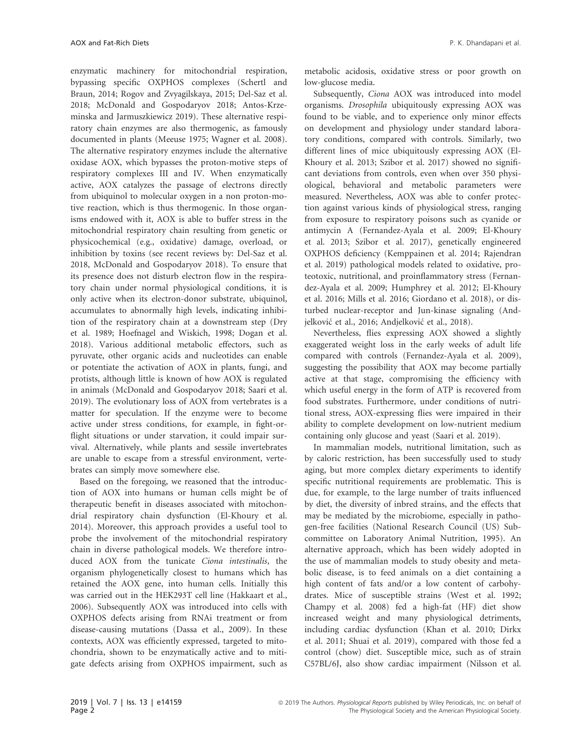enzymatic machinery for mitochondrial respiration, bypassing specific OXPHOS complexes (Schertl and Braun, 2014; Rogov and Zvyagilskaya, 2015; Del-Saz et al. 2018; McDonald and Gospodaryov 2018; Antos-Krzeminska and Jarmuszkiewicz 2019). These alternative respiratory chain enzymes are also thermogenic, as famously documented in plants (Meeuse 1975; Wagner et al. 2008). The alternative respiratory enzymes include the alternative oxidase AOX, which bypasses the proton-motive steps of respiratory complexes III and IV. When enzymatically active, AOX catalyzes the passage of electrons directly from ubiquinol to molecular oxygen in a non proton-motive reaction, which is thus thermogenic. In those organisms endowed with it, AOX is able to buffer stress in the mitochondrial respiratory chain resulting from genetic or physicochemical (e.g., oxidative) damage, overload, or inhibition by toxins (see recent reviews by: Del-Saz et al. 2018, McDonald and Gospodaryov 2018). To ensure that its presence does not disturb electron flow in the respiratory chain under normal physiological conditions, it is only active when its electron-donor substrate, ubiquinol, accumulates to abnormally high levels, indicating inhibition of the respiratory chain at a downstream step (Dry et al. 1989; Hoefnagel and Wiskich, 1998; Dogan et al. 2018). Various additional metabolic effectors, such as pyruvate, other organic acids and nucleotides can enable or potentiate the activation of AOX in plants, fungi, and protists, although little is known of how AOX is regulated in animals (McDonald and Gospodaryov 2018; Saari et al. 2019). The evolutionary loss of AOX from vertebrates is a matter for speculation. If the enzyme were to become active under stress conditions, for example, in fight-or-flight situations or under starvation, it could impair survival. Alternatively, while plants and sessile invertebrates are unable to escape from a stressful environment, vertebrates can simply move somewhere else.

Based on the foregoing, we reasoned that the introduction of AOX into humans or human cells might be of therapeutic benefit in diseases associated with mitochondrial respiratory chain dysfunction (El-Khoury et al. 2014). Moreover, this approach provides a useful tool to probe the involvement of the mitochondrial respiratory chain in diverse pathological models. We therefore introduced AOX from the tunicate *Ciona intestinalis*, the organism phylogenetically closest to humans which has retained the AOX gene, into human cells. Initially this was carried out in the HEK293T cell line (Hakkaart et al., 2006). Subsequently AOX was introduced into cells with OXPHOS defects arising from RNAi treatment or from disease-causing mutations (Dassa et al., 2009). In these contexts, AOX was efficiently expressed, targeted to mitochondria, shown to be enzymatically active and to mitigate defects arising from OXPHOS impairment, such as metabolic acidosis, oxidative stress or poor growth on low-glucose media.

Subsequently, *Ciona* AOX was introduced into model organisms. *Drosophila* ubiquitously expressing AOX was found to be viable, and to experience only minor effects on development and physiology under standard laboratory conditions, compared with controls. Similarly, two different lines of mice ubiquitously expressing AOX (El-Khoury et al. 2013; Szibor et al. 2017) showed no significant deviations from controls, even when over 350 physiological, behavioral and metabolic parameters were measured. Nevertheless, AOX was able to confer protection against various kinds of physiological stress, ranging from exposure to respiratory poisons such as cyanide or antimycin A (Fernandez-Ayala et al. 2009; El-Khoury et al. 2013; Szibor et al. 2017), genetically engineered OXPHOS deficiency (Kemppainen et al. 2014; Rajendran et al. 2019) pathological models related to oxidative, proteotoxic, nutritional, and proinflammatory stress (Fernandez-Ayala et al. 2009; Humphrey et al. 2012; El-Khoury et al. 2016; Mills et al. 2016; Giordano et al. 2018), or disturbed nuclear-receptor and Jun-kinase signaling (Andjelković et al., 2016; Andjelković et al., 2018).

Nevertheless, flies expressing AOX showed a slightly exaggerated weight loss in the early weeks of adult life compared with controls (Fernandez-Ayala et al. 2009), suggesting the possibility that AOX may become partially active at that stage, compromising the efficiency with which useful energy in the form of ATP is recovered from food substrates. Furthermore, under conditions of nutritional stress, AOX-expressing flies were impaired in their ability to complete development on low-nutrient medium containing only glucose and yeast (Saari et al. 2019).

In mammalian models, nutritional limitation, such as by caloric restriction, has been successfully used to study aging, but more complex dietary experiments to identify specific nutritional requirements are problematic. This is due, for example, to the large number of traits influenced by diet, the diversity of inbred strains, and the effects that may be mediated by the microbiome, especially in pathogen-free facilities (National Research Council (US) Subcommittee on Laboratory Animal Nutrition, 1995). An alternative approach, which has been widely adopted in the use of mammalian models to study obesity and metabolic disease, is to feed animals on a diet containing a high content of fats and/or a low content of carbohydrates. Mice of susceptible strains (West et al. 1992; Champy et al. 2008) fed a high-fat (HF) diet show increased weight and many physiological detriments, including cardiac dysfunction (Khan et al. 2010; Dirkx et al. 2011; Shuai et al. 2019), compared with those fed a control (chow) diet. Susceptible mice, such as of strain C57BL/6J, also show cardiac impairment (Nilsson et al.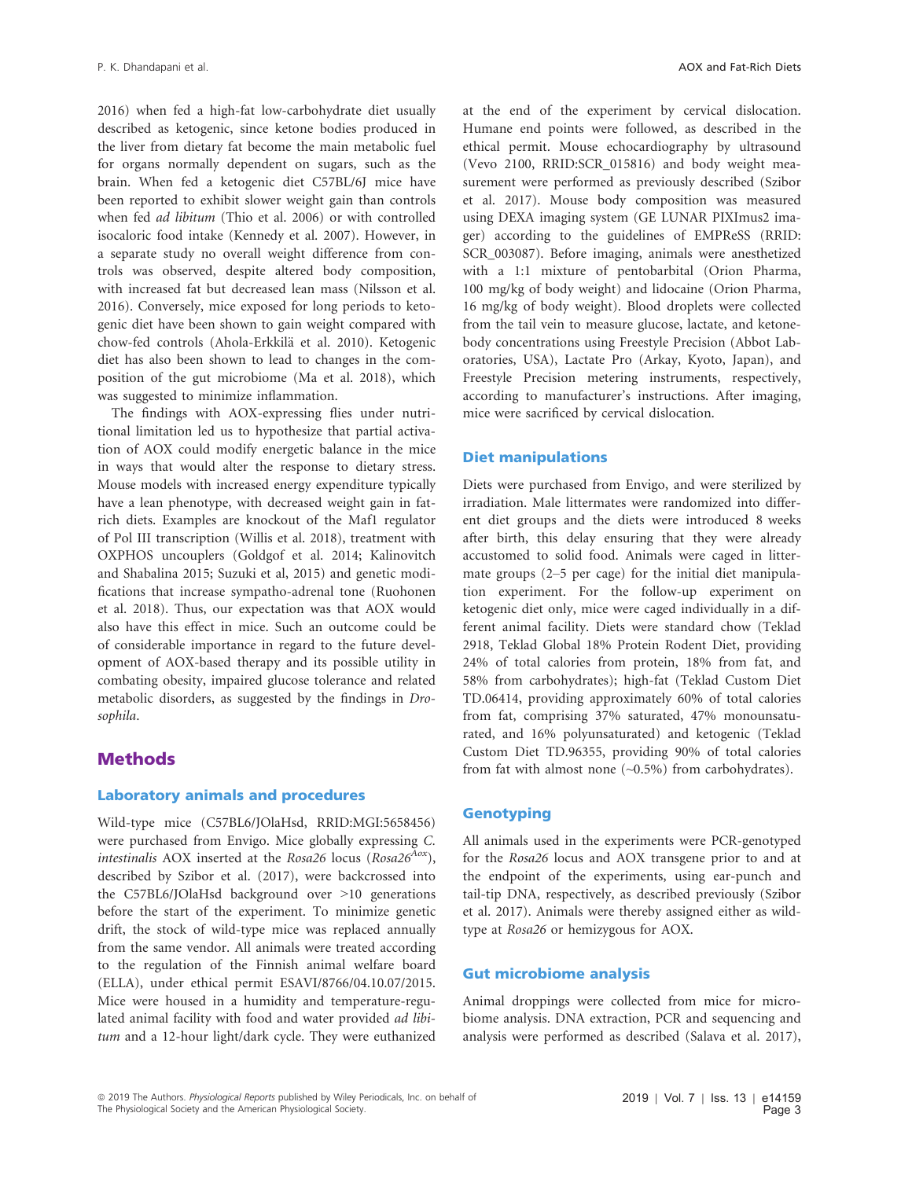2016) when fed a high-fat low-carbohydrate diet usually described as ketogenic, since ketone bodies produced in the liver from dietary fat become the main metabolic fuel for organs normally dependent on sugars, such as the brain. When fed a ketogenic diet C57BL/6J mice have been reported to exhibit slower weight gain than controls when fed *ad libitum* (Thio et al. 2006) or with controlled isocaloric food intake (Kennedy et al. 2007). However, in a separate study no overall weight difference from controls was observed, despite altered body composition, with increased fat but decreased lean mass (Nilsson et al. 2016). Conversely, mice exposed for long periods to ketogenic diet have been shown to gain weight compared with chow-fed controls (Ahola-Erkkilä et al. 2010). Ketogenic diet has also been shown to lead to changes in the composition of the gut microbiome (Ma et al. 2018), which was suggested to minimize inflammation.

The findings with AOX-expressing flies under nutritional limitation led us to hypothesize that partial activation of AOX could modify energetic balance in the mice in ways that would alter the response to dietary stress. Mouse models with increased energy expenditure typically have a lean phenotype, with decreased weight gain in fat-rich diets. Examples are knockout of the Maf1 regulator of Pol III transcription (Willis et al. 2018), treatment with OXPHOS uncouplers (Goldgof et al. 2014; Kalinovitch and Shabalina 2015; Suzuki et al, 2015) and genetic modifications that increase sympatho-adrenal tone (Ruohonen et al. 2018). Thus, our expectation was that AOX would also have this effect in mice. Such an outcome could be of considerable importance in regard to the future development of AOX-based therapy and its possible utility in combating obesity, impaired glucose tolerance and related metabolic disorders, as suggested by the findings in *Drosophila*.

# Methods

## Laboratory animals and procedures

Wild-type mice (C57BL6/JOlaHsd, RRID:MGI:5658456) were purchased from Envigo. Mice globally expressing *C. intestinalis* AOX inserted at the *Rosa26* locus (*Rosa26*$^{Aox}$), described by Szibor et al. (2017), were backcrossed into the C57BL6/JOlaHsd background over >10 generations before the start of the experiment. To minimize genetic drift, the stock of wild-type mice was replaced annually from the same vendor. All animals were treated according to the regulation of the Finnish animal welfare board (ELLA), under ethical permit ESAVI/8766/04.10.07/2015. Mice were housed in a humidity and temperature-regulated animal facility with food and water provided *ad libitum* and a 12-hour light/dark cycle. They were euthanized at the end of the experiment by cervical dislocation. Humane end points were followed, as described in the ethical permit. Mouse echocardiography by ultrasound (Vevo 2100, RRID:SCR_015816) and body weight measurement were performed as previously described (Szibor et al. 2017). Mouse body composition was measured using DEXA imaging system (GE LUNAR PIXImus2 imager) according to the guidelines of EMPReSS (RRID: SCR_003087). Before imaging, animals were anesthetized with a 1:1 mixture of pentobarbital (Orion Pharma, 100 mg/kg of body weight) and lidocaine (Orion Pharma, 16 mg/kg of body weight). Blood droplets were collected from the tail vein to measure glucose, lactate, and ketone-body concentrations using Freestyle Precision (Abbot Laboratories, USA), Lactate Pro (Arkay, Kyoto, Japan), and Freestyle Precision metering instruments, respectively, according to manufacturer's instructions. After imaging, mice were sacrificed by cervical dislocation.

## Diet manipulations

Diets were purchased from Envigo, and were sterilized by irradiation. Male littermates were randomized into different diet groups and the diets were introduced 8 weeks after birth, this delay ensuring that they were already accustomed to solid food. Animals were caged in littermate groups (2–5 per cage) for the initial diet manipulation experiment. For the follow-up experiment on ketogenic diet only, mice were caged individually in a different animal facility. Diets were standard chow (Teklad 2918, Teklad Global 18% Protein Rodent Diet, providing 24% of total calories from protein, 18% from fat, and 58% from carbohydrates); high-fat (Teklad Custom Diet TD.06414, providing approximately 60% of total calories from fat, comprising 37% saturated, 47% monounsaturated, and 16% polyunsaturated) and ketogenic (Teklad Custom Diet TD.96355, providing 90% of total calories from fat with almost none (~0.5%) from carbohydrates).

## Genotyping

All animals used in the experiments were PCR-genotyped for the *Rosa26* locus and AOX transgene prior to and at the endpoint of the experiments, using ear-punch and tail-tip DNA, respectively, as described previously (Szibor et al. 2017). Animals were thereby assigned either as wild-type at *Rosa26* or hemizygous for AOX.

## Gut microbiome analysis

Animal droppings were collected from mice for microbiome analysis. DNA extraction, PCR and sequencing and analysis were performed as described (Salava et al. 2017),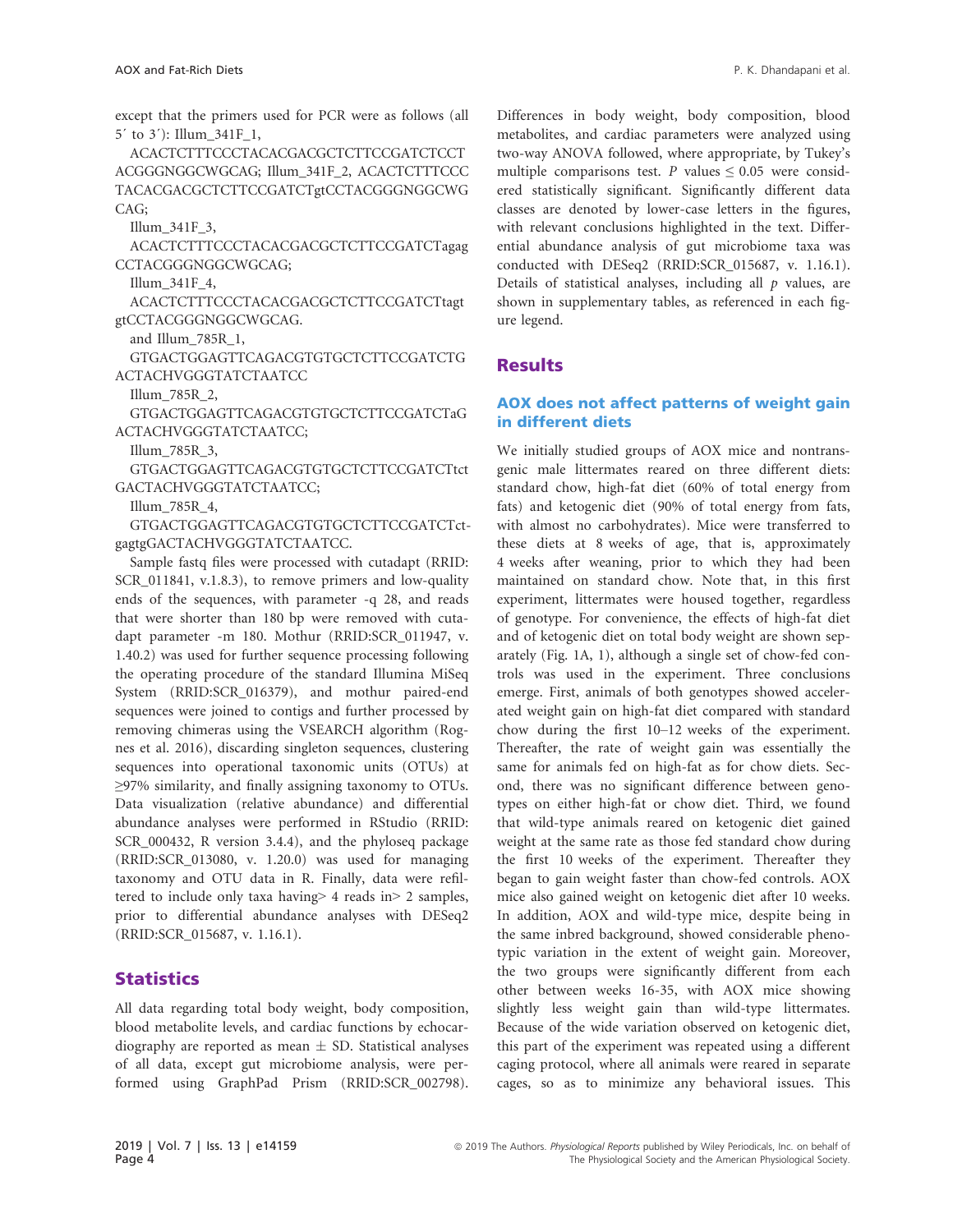except that the primers used for PCR were as follows (all 5′ to 3′): Illum_341F_1,

ACACTCTTTCCCTACACGACGCTCTTCCGATCTCCTACGGGNGGCWGCAG; Illum_341F_2, ACACTCTTTCCCTACACGACGCTCTTCCGATCTgtCCTACGGGNGGCWGCAG;

Illum_341F_3,

ACACTCTTTCCCTACACGACGCTCTTCCGATCTagagCCTACGGGNGGCWGCAG;

Illum_341F_4,

ACACTCTTTCCCTACACGACGCTCTTCCGATCTtagtgtCCTACGGGNGGCWGCAG.

and Illum_785R_1,

GTGACTGGAGTTCAGACGTGTGCTCTTCCGATCTGACTACHVGGGTATCTAATCC

Illum_785R_2,

GTGACTGGAGTTCAGACGTGTGCTCTTCCGATCTaGACTACHVGGGTATCTAATCC;

Illum_785R_3,

GTGACTGGAGTTCAGACGTGTGCTCTTCCGATCTtctGACTACHVGGGTATCTAATCC;

Illum_785R_4,

GTGACTGGAGTTCAGACGTGTGCTCTTCCGATCTctgagtgGACTACHVGGGTATCTAATCC.

Sample fastq files were processed with cutadapt (RRID: SCR_011841, v.1.8.3), to remove primers and low-quality ends of the sequences, with parameter -q 28, and reads that were shorter than 180 bp were removed with cutadapt parameter -m 180. Mothur (RRID:SCR_011947, v. 1.40.2) was used for further sequence processing following the operating procedure of the standard Illumina MiSeq System (RRID:SCR_016379), and mothur paired-end sequences were joined to contigs and further processed by removing chimeras using the VSEARCH algorithm (Rognes et al. 2016), discarding singleton sequences, clustering sequences into operational taxonomic units (OTUs) at ≥97% similarity, and finally assigning taxonomy to OTUs. Data visualization (relative abundance) and differential abundance analyses were performed in RStudio (RRID: SCR_000432, R version 3.4.4), and the phyloseq package (RRID:SCR_013080, v. 1.20.0) was used for managing taxonomy and OTU data in R. Finally, data were refiltered to include only taxa having> 4 reads in> 2 samples, prior to differential abundance analyses with DESeq2 (RRID:SCR_015687, v. 1.16.1).

## Statistics

All data regarding total body weight, body composition, blood metabolite levels, and cardiac functions by echocardiography are reported as mean ± SD. Statistical analyses of all data, except gut microbiome analysis, were performed using GraphPad Prism (RRID:SCR_002798). Differences in body weight, body composition, blood metabolites, and cardiac parameters were analyzed using two-way ANOVA followed, where appropriate, by Tukey's multiple comparisons test. $P$ values $\leq 0.05$ were considered statistically significant. Significantly different data classes are denoted by lower-case letters in the figures, with relevant conclusions highlighted in the text. Differential abundance analysis of gut microbiome taxa was conducted with DESeq2 (RRID:SCR_015687, v. 1.16.1). Details of statistical analyses, including all $p$ values, are shown in supplementary tables, as referenced in each figure legend.

## Results

### AOX does not affect patterns of weight gain in different diets

We initially studied groups of AOX mice and nontransgenic male littermates reared on three different diets: standard chow, high-fat diet (60% of total energy from fats) and ketogenic diet (90% of total energy from fats, with almost no carbohydrates). Mice were transferred to these diets at 8 weeks of age, that is, approximately 4 weeks after weaning, prior to which they had been maintained on standard chow. Note that, in this first experiment, littermates were housed together, regardless of genotype. For convenience, the effects of high-fat diet and of ketogenic diet on total body weight are shown separately (Fig. 1A, 1), although a single set of chow-fed controls was used in the experiment. Three conclusions emerge. First, animals of both genotypes showed accelerated weight gain on high-fat diet compared with standard chow during the first 10–12 weeks of the experiment. Thereafter, the rate of weight gain was essentially the same for animals fed on high-fat as for chow diets. Second, there was no significant difference between genotypes on either high-fat or chow diet. Third, we found that wild-type animals reared on ketogenic diet gained weight at the same rate as those fed standard chow during the first 10 weeks of the experiment. Thereafter they began to gain weight faster than chow-fed controls. AOX mice also gained weight on ketogenic diet after 10 weeks. In addition, AOX and wild-type mice, despite being in the same inbred background, showed considerable phenotypic variation in the extent of weight gain. Moreover, the two groups were significantly different from each other between weeks 16-35, with AOX mice showing slightly less weight gain than wild-type littermates. Because of the wide variation observed on ketogenic diet, this part of the experiment was repeated using a different caging protocol, where all animals were reared in separate cages, so as to minimize any behavioral issues. This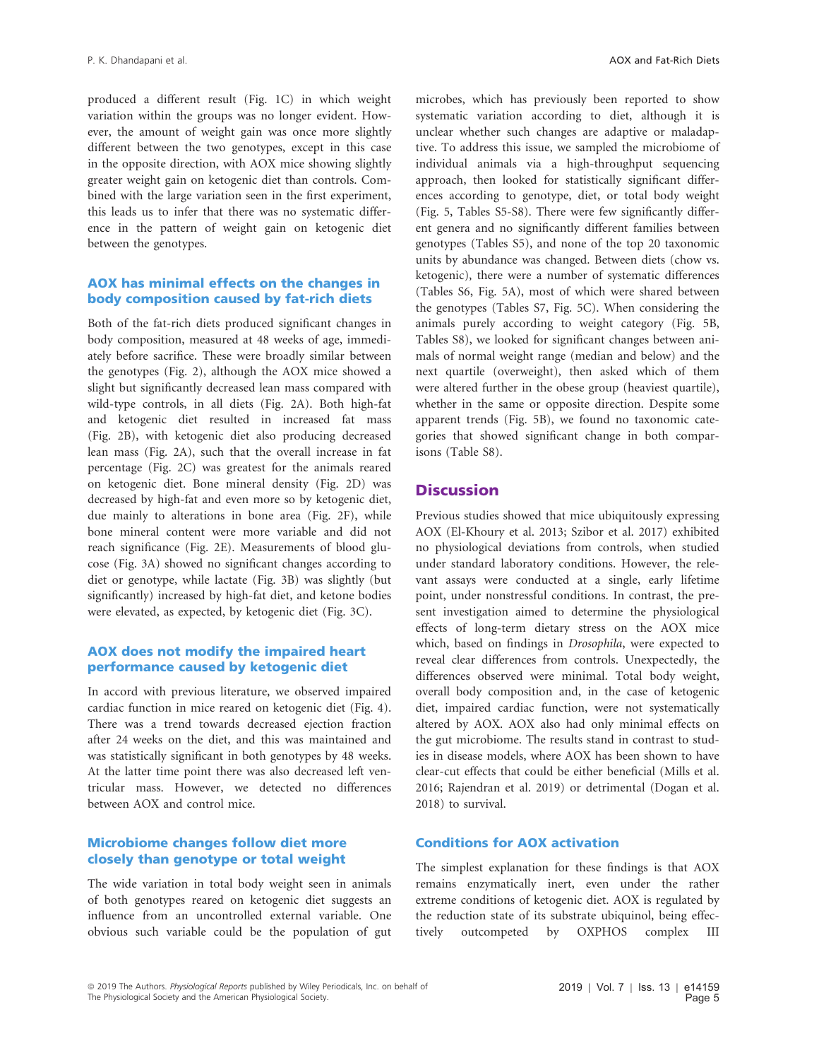produced a different result (Fig. 1C) in which weight variation within the groups was no longer evident. However, the amount of weight gain was once more slightly different between the two genotypes, except in this case in the opposite direction, with AOX mice showing slightly greater weight gain on ketogenic diet than controls. Combined with the large variation seen in the first experiment, this leads us to infer that there was no systematic difference in the pattern of weight gain on ketogenic diet between the genotypes.

### AOX has minimal effects on the changes in body composition caused by fat-rich diets

Both of the fat-rich diets produced significant changes in body composition, measured at 48 weeks of age, immediately before sacrifice. These were broadly similar between the genotypes (Fig. 2), although the AOX mice showed a slight but significantly decreased lean mass compared with wild-type controls, in all diets (Fig. 2A). Both high-fat and ketogenic diet resulted in increased fat mass (Fig. 2B), with ketogenic diet also producing decreased lean mass (Fig. 2A), such that the overall increase in fat percentage (Fig. 2C) was greatest for the animals reared on ketogenic diet. Bone mineral density (Fig. 2D) was decreased by high-fat and even more so by ketogenic diet, due mainly to alterations in bone area (Fig. 2F), while bone mineral content were more variable and did not reach significance (Fig. 2E). Measurements of blood glucose (Fig. 3A) showed no significant changes according to diet or genotype, while lactate (Fig. 3B) was slightly (but significantly) increased by high-fat diet, and ketone bodies were elevated, as expected, by ketogenic diet (Fig. 3C).

### AOX does not modify the impaired heart performance caused by ketogenic diet

In accord with previous literature, we observed impaired cardiac function in mice reared on ketogenic diet (Fig. 4). There was a trend towards decreased ejection fraction after 24 weeks on the diet, and this was maintained and was statistically significant in both genotypes by 48 weeks. At the latter time point there was also decreased left ventricular mass. However, we detected no differences between AOX and control mice.

### Microbiome changes follow diet more closely than genotype or total weight

The wide variation in total body weight seen in animals of both genotypes reared on ketogenic diet suggests an influence from an uncontrolled external variable. One obvious such variable could be the population of gut microbes, which has previously been reported to show systematic variation according to diet, although it is unclear whether such changes are adaptive or maladaptive. To address this issue, we sampled the microbiome of individual animals via a high-throughput sequencing approach, then looked for statistically significant differences according to genotype, diet, or total body weight (Fig. 5, Tables S5-S8). There were few significantly different genera and no significantly different families between genotypes (Tables S5), and none of the top 20 taxonomic units by abundance was changed. Between diets (chow vs. ketogenic), there were a number of systematic differences (Tables S6, Fig. 5A), most of which were shared between the genotypes (Tables S7, Fig. 5C). When considering the animals purely according to weight category (Fig. 5B, Tables S8), we looked for significant changes between animals of normal weight range (median and below) and the next quartile (overweight), then asked which of them were altered further in the obese group (heaviest quartile), whether in the same or opposite direction. Despite some apparent trends (Fig. 5B), we found no taxonomic categories that showed significant change in both comparisons (Table S8).

## Discussion

Previous studies showed that mice ubiquitously expressing AOX (El-Khoury et al. 2013; Szibor et al. 2017) exhibited no physiological deviations from controls, when studied under standard laboratory conditions. However, the relevant assays were conducted at a single, early lifetime point, under nonstressful conditions. In contrast, the present investigation aimed to determine the physiological effects of long-term dietary stress on the AOX mice which, based on findings in *Drosophila*, were expected to reveal clear differences from controls. Unexpectedly, the differences observed were minimal. Total body weight, overall body composition and, in the case of ketogenic diet, impaired cardiac function, were not systematically altered by AOX. AOX also had only minimal effects on the gut microbiome. The results stand in contrast to studies in disease models, where AOX has been shown to have clear-cut effects that could be either beneficial (Mills et al. 2016; Rajendran et al. 2019) or detrimental (Dogan et al. 2018) to survival.

### Conditions for AOX activation

The simplest explanation for these findings is that AOX remains enzymatically inert, even under the rather extreme conditions of ketogenic diet. AOX is regulated by the reduction state of its substrate ubiquinol, being effectively outcompeted by OXPHOS complex III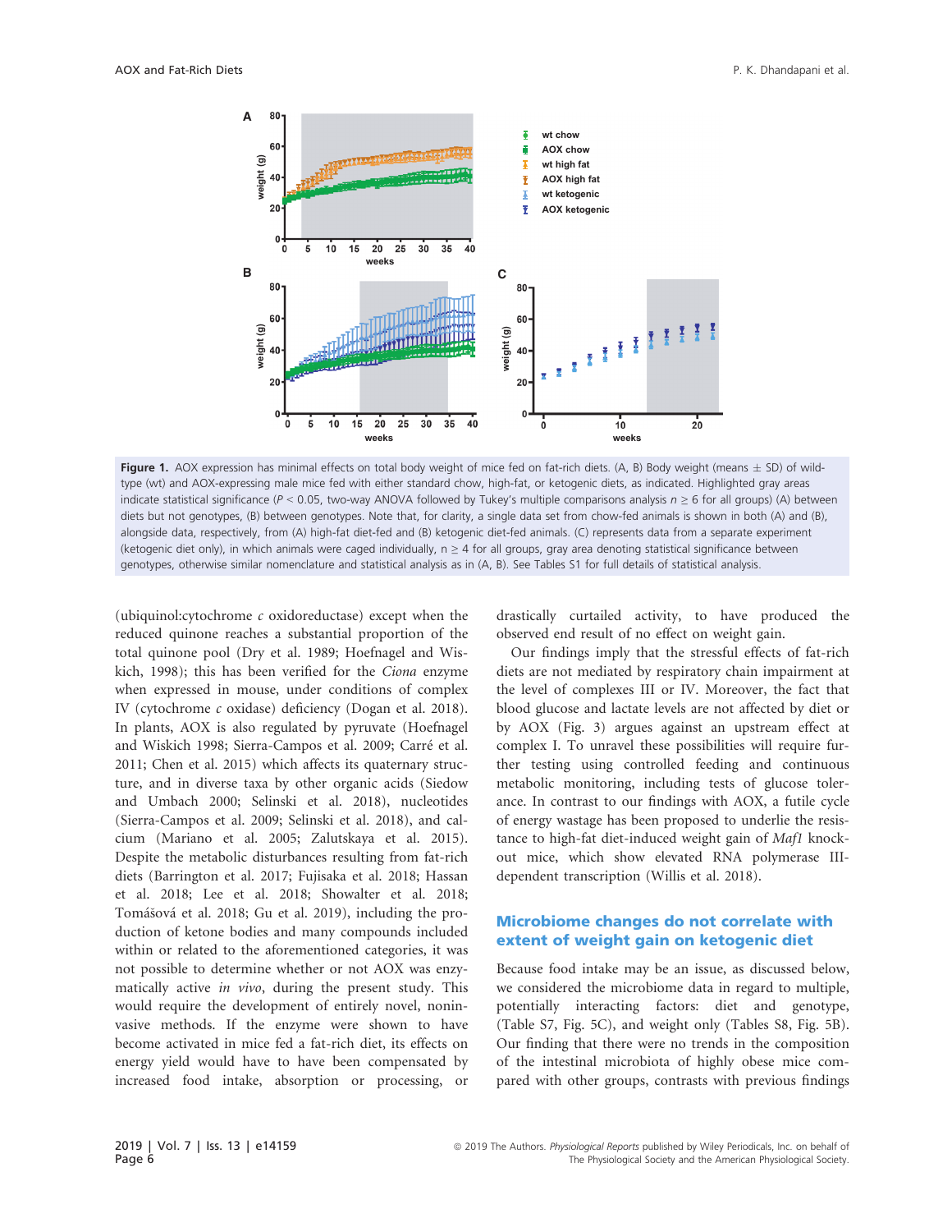**Figure 1.** AOX expression has minimal effects on total body weight of mice fed on fat-rich diets. (A, B) Body weight (means ± SD) of wild-type (wt) and AOX-expressing male mice fed with either standard chow, high-fat, or ketogenic diets, as indicated. Highlighted gray areas indicate statistical significance ($P < 0.05$, two-way ANOVA followed by Tukey's multiple comparisons analysis $n \geq 6$ for all groups) (A) between diets but not genotypes, (B) between genotypes. Note that, for clarity, a single data set from chow-fed animals is shown in both (A) and (B), alongside data, respectively, from (A) high-fat diet-fed and (B) ketogenic diet-fed animals. (C) represents data from a separate experiment (ketogenic diet only), in which animals were caged individually, $n \geq 4$ for all groups, gray area denoting statistical significance between genotypes, otherwise similar nomenclature and statistical analysis as in (A, B). See Tables S1 for full details of statistical analysis.

(ubiquinol:cytochrome *c* oxidoreductase) except when the reduced quinone reaches a substantial proportion of the total quinone pool (Dry et al. 1989; Hoefnagel and Wiskich, 1998); this has been verified for the *Ciona* enzyme when expressed in mouse, under conditions of complex IV (cytochrome *c* oxidase) deficiency (Dogan et al. 2018). In plants, AOX is also regulated by pyruvate (Hoefnagel and Wiskich 1998; Sierra-Campos et al. 2009; Carré et al. 2011; Chen et al. 2015) which affects its quaternary structure, and in diverse taxa by other organic acids (Siedow and Umbach 2000; Selinski et al. 2018), nucleotides (Sierra-Campos et al. 2009; Selinski et al. 2018), and calcium (Mariano et al. 2005; Zalutskaya et al. 2015). Despite the metabolic disturbances resulting from fat-rich diets (Barrington et al. 2017; Fujisaka et al. 2018; Hassan et al. 2018; Lee et al. 2018; Showalter et al. 2018; Tomášová et al. 2018; Gu et al. 2019), including the production of ketone bodies and many compounds included within or related to the aforementioned categories, it was not possible to determine whether or not AOX was enzymatically active *in vivo*, during the present study. This would require the development of entirely novel, noninvasive methods. If the enzyme were shown to have become activated in mice fed a fat-rich diet, its effects on energy yield would have to have been compensated by increased food intake, absorption or processing, or drastically curtailed activity, to have produced the observed end result of no effect on weight gain.

Our findings imply that the stressful effects of fat-rich diets are not mediated by respiratory chain impairment at the level of complexes III or IV. Moreover, the fact that blood glucose and lactate levels are not affected by diet or by AOX (Fig. 3) argues against an upstream effect at complex I. To unravel these possibilities will require further testing using controlled feeding and continuous metabolic monitoring, including tests of glucose tolerance. In contrast to our findings with AOX, a futile cycle of energy wastage has been proposed to underlie the resistance to high-fat diet-induced weight gain of *Maf1* knockout mice, which show elevated RNA polymerase III-dependent transcription (Willis et al. 2018).

## Microbiome changes do not correlate with extent of weight gain on ketogenic diet

Because food intake may be an issue, as discussed below, we considered the microbiome data in regard to multiple, potentially interacting factors: diet and genotype, (Table S7, Fig. 5C), and weight only (Tables S8, Fig. 5B). Our finding that there were no trends in the composition of the intestinal microbiota of highly obese mice compared with other groups, contrasts with previous findings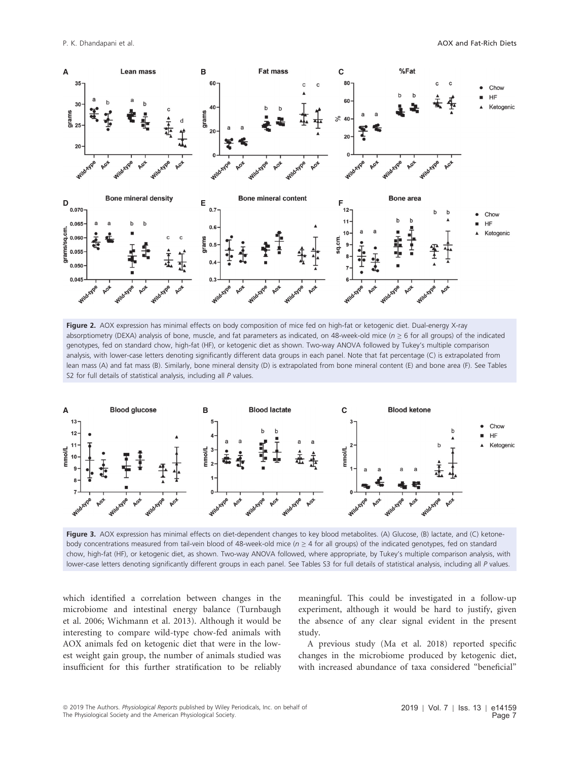**Figure 2.** AOX expression has minimal effects on body composition of mice fed on high-fat or ketogenic diet. Dual-energy X-ray absorptiometry (DEXA) analysis of bone, muscle, and fat parameters as indicated, on 48-week-old mice ($n \geq 6$ for all groups) of the indicated genotypes, fed on standard chow, high-fat (HF), or ketogenic diet as shown. Two-way ANOVA followed by Tukey's multiple comparison analysis, with lower-case letters denoting significantly different data groups in each panel. Note that fat percentage (C) is extrapolated from lean mass (A) and fat mass (B). Similarly, bone mineral density (D) is extrapolated from bone mineral content (E) and bone area (F). See Tables S2 for full details of statistical analysis, including all *P* values.

**Figure 3.** AOX expression has minimal effects on diet-dependent changes to key blood metabolites. (A) Glucose, (B) lactate, and (C) ketone-body concentrations measured from tail-vein blood of 48-week-old mice ($n \geq 4$ for all groups) of the indicated genotypes, fed on standard chow, high-fat (HF), or ketogenic diet, as shown. Two-way ANOVA followed, where appropriate, by Tukey's multiple comparison analysis, with lower-case letters denoting significantly different groups in each panel. See Tables S3 for full details of statistical analysis, including all *P* values.

which identified a correlation between changes in the microbiome and intestinal energy balance (Turnbaugh et al. 2006; Wichmann et al. 2013). Although it would be interesting to compare wild-type chow-fed animals with AOX animals fed on ketogenic diet that were in the lowest weight gain group, the number of animals studied was insufficient for this further stratification to be reliably meaningful. This could be investigated in a follow-up experiment, although it would be hard to justify, given the absence of any clear signal evident in the present study.

A previous study (Ma et al. 2018) reported specific changes in the microbiome produced by ketogenic diet, with increased abundance of taxa considered "beneficial"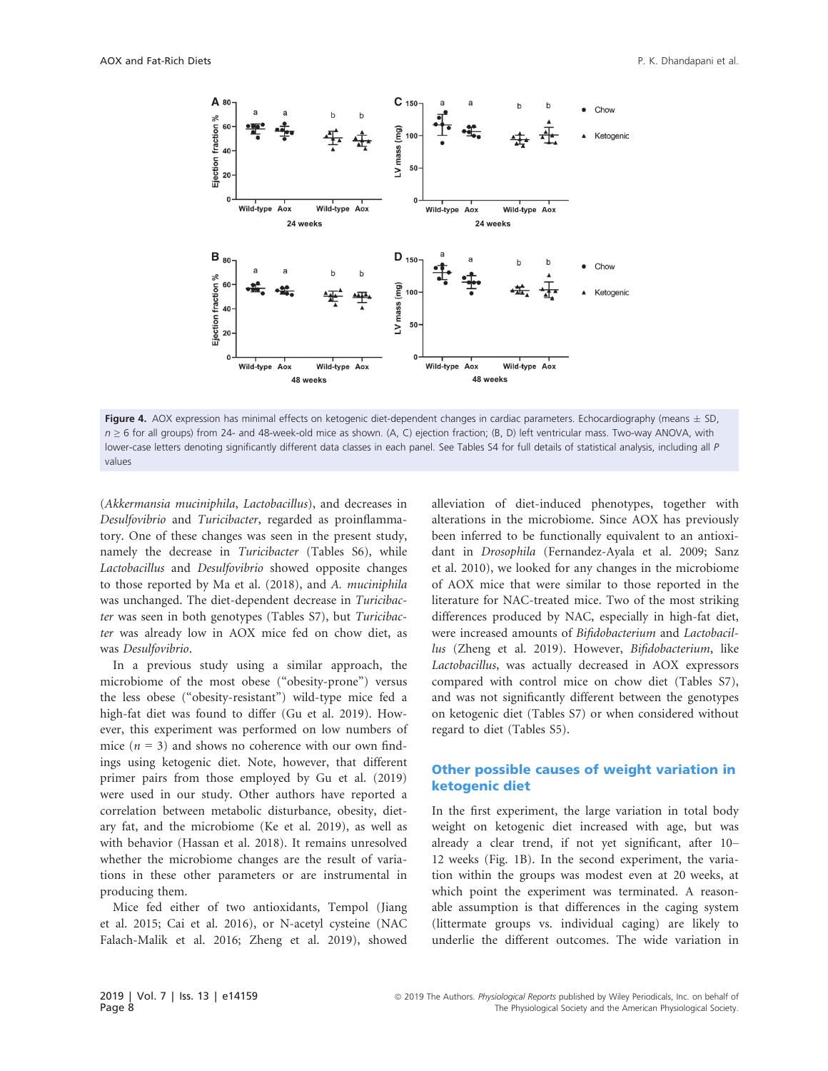**Figure 4.** AOX expression has minimal effects on ketogenic diet-dependent changes in cardiac parameters. Echocardiography (means ± SD, $n \geq 6$ for all groups) from 24- and 48-week-old mice as shown. (A, C) ejection fraction; (B, D) left ventricular mass. Two-way ANOVA, with lower-case letters denoting significantly different data classes in each panel. See Tables S4 for full details of statistical analysis, including all *P* values

(*Akkermansia muciniphila*, *Lactobacillus*), and decreases in *Desulfovibrio* and *Turicibacter*, regarded as proinflammatory. One of these changes was seen in the present study, namely the decrease in *Turicibacter* (Tables S6), while *Lactobacillus* and *Desulfovibrio* showed opposite changes to those reported by Ma et al. (2018), and *A. muciniphila* was unchanged. The diet-dependent decrease in *Turicibacter* was seen in both genotypes (Tables S7), but *Turicibacter* was already low in AOX mice fed on chow diet, as was *Desulfovibrio*.

In a previous study using a similar approach, the microbiome of the most obese ("obesity-prone") versus the less obese ("obesity-resistant") wild-type mice fed a high-fat diet was found to differ (Gu et al. 2019). However, this experiment was performed on low numbers of mice ($n = 3$) and shows no coherence with our own findings using ketogenic diet. Note, however, that different primer pairs from those employed by Gu et al. (2019) were used in our study. Other authors have reported a correlation between metabolic disturbance, obesity, dietary fat, and the microbiome (Ke et al. 2019), as well as with behavior (Hassan et al. 2018). It remains unresolved whether the microbiome changes are the result of variations in these other parameters or are instrumental in producing them.

Mice fed either of two antioxidants, Tempol (Jiang et al. 2015; Cai et al. 2016), or N-acetyl cysteine (NAC Falach-Malik et al. 2016; Zheng et al. 2019), showed alleviation of diet-induced phenotypes, together with alterations in the microbiome. Since AOX has previously been inferred to be functionally equivalent to an antioxidant in *Drosophila* (Fernandez-Ayala et al. 2009; Sanz et al. 2010), we looked for any changes in the microbiome of AOX mice that were similar to those reported in the literature for NAC-treated mice. Two of the most striking differences produced by NAC, especially in high-fat diet, were increased amounts of *Bifidobacterium* and *Lactobacillus* (Zheng et al. 2019). However, *Bifidobacterium*, like *Lactobacillus*, was actually decreased in AOX expressors compared with control mice on chow diet (Tables S7), and was not significantly different between the genotypes on ketogenic diet (Tables S7) or when considered without regard to diet (Tables S5).

## Other possible causes of weight variation in ketogenic diet

In the first experiment, the large variation in total body weight on ketogenic diet increased with age, but was already a clear trend, if not yet significant, after 10–12 weeks (Fig. 1B). In the second experiment, the variation within the groups was modest even at 20 weeks, at which point the experiment was terminated. A reasonable assumption is that differences in the caging system (littermate groups vs. individual caging) are likely to underlie the different outcomes. The wide variation in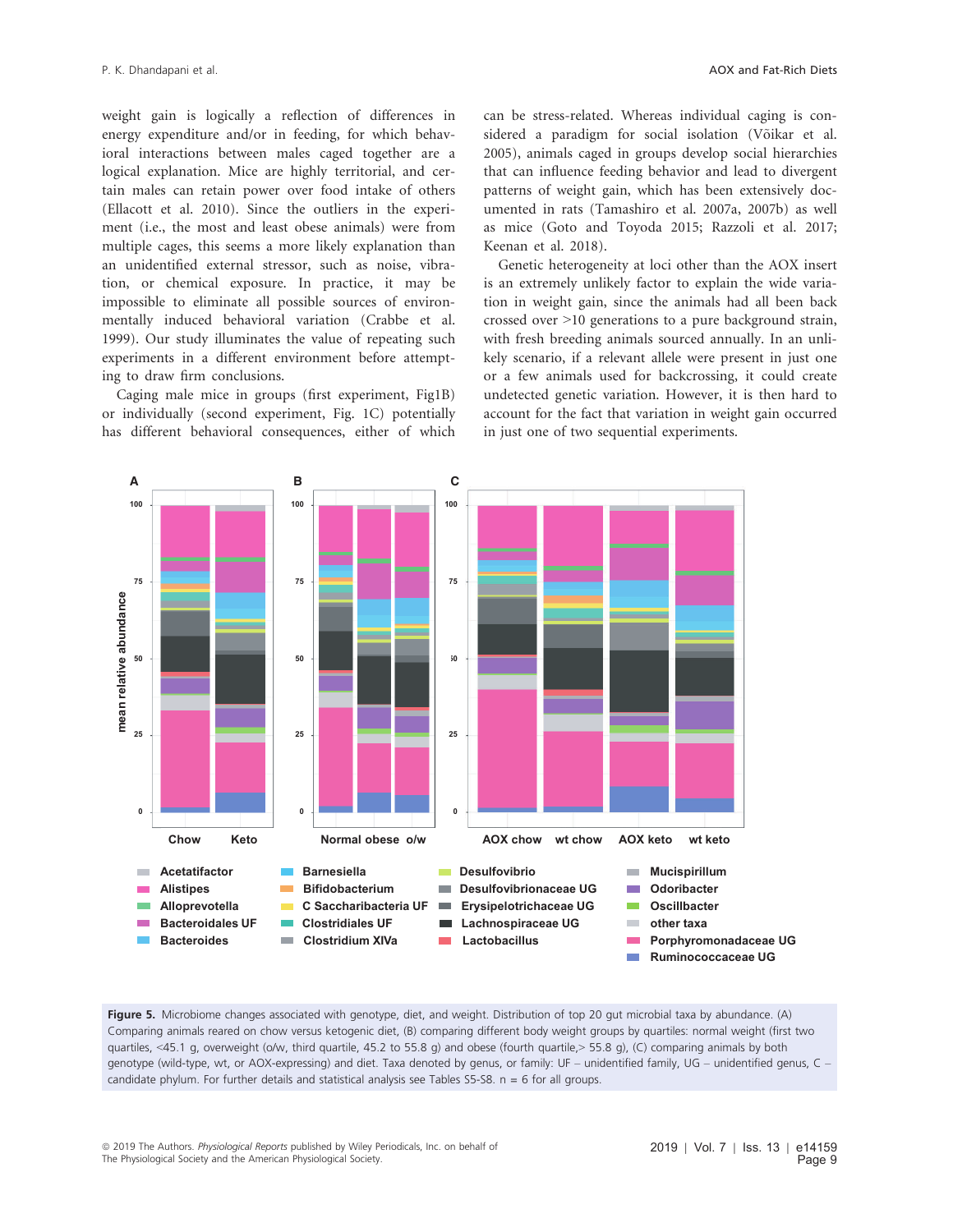weight gain is logically a reflection of differences in energy expenditure and/or in feeding, for which behavioral interactions between males caged together are a logical explanation. Mice are highly territorial, and certain males can retain power over food intake of others (Ellacott et al. 2010). Since the outliers in the experiment (i.e., the most and least obese animals) were from multiple cages, this seems a more likely explanation than an unidentified external stressor, such as noise, vibration, or chemical exposure. In practice, it may be impossible to eliminate all possible sources of environmentally induced behavioral variation (Crabbe et al. 1999). Our study illuminates the value of repeating such experiments in a different environment before attempting to draw firm conclusions.

Caging male mice in groups (first experiment, Fig1B) or individually (second experiment, Fig. 1C) potentially has different behavioral consequences, either of which can be stress-related. Whereas individual caging is considered a paradigm for social isolation (Võikar et al. 2005), animals caged in groups develop social hierarchies that can influence feeding behavior and lead to divergent patterns of weight gain, which has been extensively documented in rats (Tamashiro et al. 2007a, 2007b) as well as mice (Goto and Toyoda 2015; Razzoli et al. 2017; Keenan et al. 2018).

Genetic heterogeneity at loci other than the AOX insert is an extremely unlikely factor to explain the wide variation in weight gain, since the animals had all been back crossed over >10 generations to a pure background strain, with fresh breeding animals sourced annually. In an unlikely scenario, if a relevant allele were present in just one or a few animals used for backcrossing, it could create undetected genetic variation. However, it is then hard to account for the fact that variation in weight gain occurred in just one of two sequential experiments.

**Figure 5.** Microbiome changes associated with genotype, diet, and weight. Distribution of top 20 gut microbial taxa by abundance. (A) Comparing animals reared on chow versus ketogenic diet, (B) comparing different body weight groups by quartiles: normal weight (first two quartiles, <45.1 g, overweight (o/w, third quartile, 45.2 to 55.8 g) and obese (fourth quartile,> 55.8 g), (C) comparing animals by both genotype (wild-type, wt, or AOX-expressing) and diet. Taxa denoted by genus, or family: UF – unidentified family, UG – unidentified genus, C – candidate phylum. For further details and statistical analysis see Tables S5-S8. n = 6 for all groups.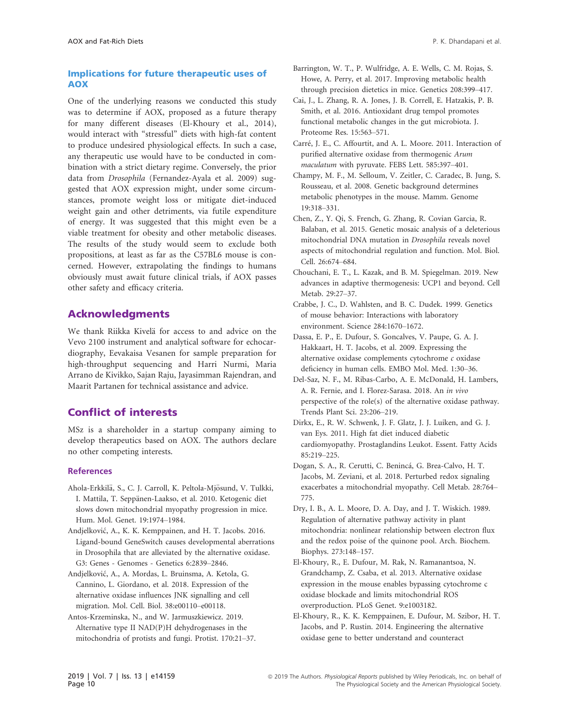### Implications for future therapeutic uses of AOX

One of the underlying reasons we conducted this study was to determine if AOX, proposed as a future therapy for many different diseases (El-Khoury et al., 2014), would interact with "stressful" diets with high-fat content to produce undesired physiological effects. In such a case, any therapeutic use would have to be conducted in combination with a strict dietary regime. Conversely, the prior data from *Drosophila* (Fernandez-Ayala et al. 2009) suggested that AOX expression might, under some circumstances, promote weight loss or mitigate diet-induced weight gain and other detriments, via futile expenditure of energy. It was suggested that this might even be a viable treatment for obesity and other metabolic diseases. The results of the study would seem to exclude both propositions, at least as far as the C57BL6 mouse is concerned. However, extrapolating the findings to humans obviously must await future clinical trials, if AOX passes other safety and efficacy criteria.

## Acknowledgments

We thank Riikka Kivelä for access to and advice on the Vevo 2100 instrument and analytical software for echocardiography, Eevakaisa Vesanen for sample preparation for high-throughput sequencing and Harri Nurmi, Maria Arrano de Kivikko, Sajan Raju, Jayasimman Rajendran, and Maarit Partanen for technical assistance and advice.

## Conflict of interests

MSz is a shareholder in a startup company aiming to develop therapeutics based on AOX. The authors declare no other competing interests.

### References

Ahola-Erkkilä, S., C. J. Carroll, K. Peltola-Mjösund, V. Tulkki, I. Mattila, T. Seppänen-Laakso, et al. 2010. Ketogenic diet slows down mitochondrial myopathy progression in mice. Hum. Mol. Genet. 19:1974–1984.

Andjelković, A., K. K. Kemppainen, and H. T. Jacobs. 2016. Ligand-bound GeneSwitch causes developmental aberrations in Drosophila that are alleviated by the alternative oxidase. G3: Genes - Genomes - Genetics 6:2839–2846.

Andjelković, A., A. Mordas, L. Bruinsma, A. Ketola, G. Cannino, L. Giordano, et al. 2018. Expression of the alternative oxidase influences JNK signalling and cell migration. Mol. Cell. Biol. 38:e00110–e00118.

Antos-Krzeminska, N., and W. Jarmuszkiewicz. 2019. Alternative type II NAD(P)H dehydrogenases in the mitochondria of protists and fungi. Protist. 170:21–37.

Barrington, W. T., P. Wulfridge, A. E. Wells, C. M. Rojas, S. Howe, A. Perry, et al. 2017. Improving metabolic health through precision dietetics in mice. Genetics 208:399–417.

Cai, J., L. Zhang, R. A. Jones, J. B. Correll, E. Hatzakis, P. B. Smith, et al. 2016. Antioxidant drug tempol promotes functional metabolic changes in the gut microbiota. J. Proteome Res. 15:563–571.

Carré, J. E., C. Affourtit, and A. L. Moore. 2011. Interaction of purified alternative oxidase from thermogenic *Arum maculatum* with pyruvate. FEBS Lett. 585:397–401.

Champy, M. F., M. Selloum, V. Zeitler, C. Caradec, B. Jung, S. Rousseau, et al. 2008. Genetic background determines metabolic phenotypes in the mouse. Mamm. Genome 19:318–331.

Chen, Z., Y. Qi, S. French, G. Zhang, R. Covian Garcia, R. Balaban, et al. 2015. Genetic mosaic analysis of a deleterious mitochondrial DNA mutation in *Drosophila* reveals novel aspects of mitochondrial regulation and function. Mol. Biol. Cell. 26:674–684.

Chouchani, E. T., L. Kazak, and B. M. Spiegelman. 2019. New advances in adaptive thermogenesis: UCP1 and beyond. Cell Metab. 29:27–37.

Crabbe, J. C., D. Wahlsten, and B. C. Dudek. 1999. Genetics of mouse behavior: Interactions with laboratory environment. Science 284:1670–1672.

Dassa, E. P., E. Dufour, S. Goncalves, V. Paupe, G. A. J. Hakkaart, H. T. Jacobs, et al. 2009. Expressing the alternative oxidase complements cytochrome *c* oxidase deficiency in human cells. EMBO Mol. Med. 1:30–36.

Del-Saz, N. F., M. Ribas-Carbo, A. E. McDonald, H. Lambers, A. R. Fernie, and I. Florez-Sarasa. 2018. An *in vivo* perspective of the role(s) of the alternative oxidase pathway. Trends Plant Sci. 23:206–219.

Dirkx, E., R. W. Schwenk, J. F. Glatz, J. J. Luiken, and G. J. van Eys. 2011. High fat diet induced diabetic cardiomyopathy. Prostaglandins Leukot. Essent. Fatty Acids 85:219–225.

Dogan, S. A., R. Cerutti, C. Benincá, G. Brea-Calvo, H. T. Jacobs, M. Zeviani, et al. 2018. Perturbed redox signaling exacerbates a mitochondrial myopathy. Cell Metab. 28:764–775.

Dry, I. B., A. L. Moore, D. A. Day, and J. T. Wiskich. 1989. Regulation of alternative pathway activity in plant mitochondria: nonlinear relationship between electron flux and the redox poise of the quinone pool. Arch. Biochem. Biophys. 273:148–157.

El-Khoury, R., E. Dufour, M. Rak, N. Ramanantsoa, N. Grandchamp, Z. Csaba, et al. 2013. Alternative oxidase expression in the mouse enables bypassing cytochrome c oxidase blockade and limits mitochondrial ROS overproduction. PLoS Genet. 9:e1003182.

El-Khoury, R., K. K. Kemppainen, E. Dufour, M. Szibor, H. T. Jacobs, and P. Rustin. 2014. Engineering the alternative oxidase gene to better understand and counteract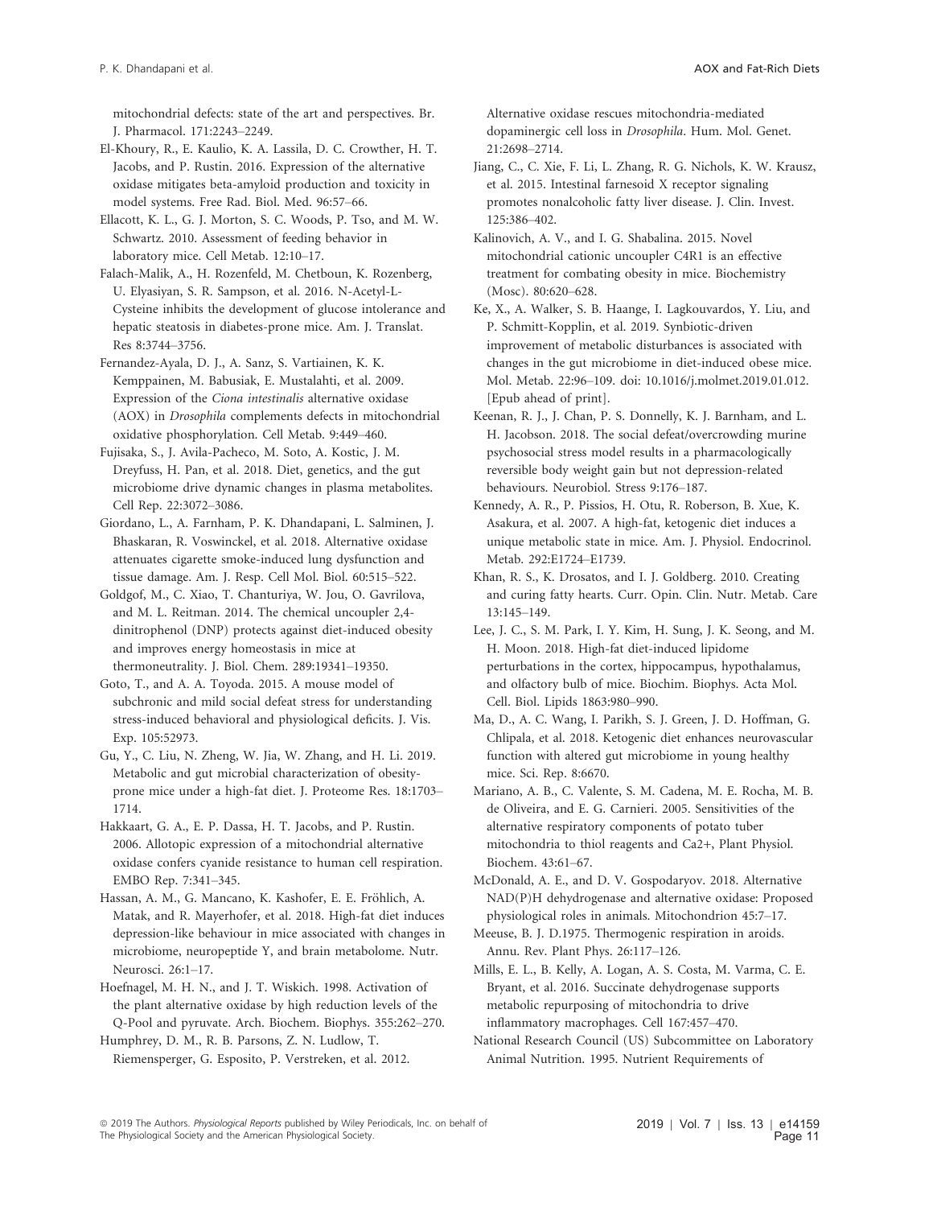mitochondrial defects: state of the art and perspectives. Br. J. Pharmacol. 171:2243–2249.

El-Khoury, R., E. Kaulio, K. A. Lassila, D. C. Crowther, H. T. Jacobs, and P. Rustin. 2016. Expression of the alternative oxidase mitigates beta-amyloid production and toxicity in model systems. Free Rad. Biol. Med. 96:57–66.

Ellacott, K. L., G. J. Morton, S. C. Woods, P. Tso, and M. W. Schwartz. 2010. Assessment of feeding behavior in laboratory mice. Cell Metab. 12:10–17.

Falach-Malik, A., H. Rozenfeld, M. Chetboun, K. Rozenberg, U. Elyasiyan, S. R. Sampson, et al. 2016. N-Acetyl-L-Cysteine inhibits the development of glucose intolerance and hepatic steatosis in diabetes-prone mice. Am. J. Translat. Res 8:3744–3756.

Fernandez-Ayala, D. J., A. Sanz, S. Vartiainen, K. K. Kemppainen, M. Babusiak, E. Mustalahti, et al. 2009. Expression of the *Ciona intestinalis* alternative oxidase (AOX) in *Drosophila* complements defects in mitochondrial oxidative phosphorylation. Cell Metab. 9:449–460.

Fujisaka, S., J. Avila-Pacheco, M. Soto, A. Kostic, J. M. Dreyfuss, H. Pan, et al. 2018. Diet, genetics, and the gut microbiome drive dynamic changes in plasma metabolites. Cell Rep. 22:3072–3086.

Giordano, L., A. Farnham, P. K. Dhandapani, L. Salminen, J. Bhaskaran, R. Voswinckel, et al. 2018. Alternative oxidase attenuates cigarette smoke-induced lung dysfunction and tissue damage. Am. J. Resp. Cell Mol. Biol. 60:515–522.

Goldgof, M., C. Xiao, T. Chanturiya, W. Jou, O. Gavrilova, and M. L. Reitman. 2014. The chemical uncoupler 2,4-dinitrophenol (DNP) protects against diet-induced obesity and improves energy homeostasis in mice at thermoneutrality. J. Biol. Chem. 289:19341–19350.

Goto, T., and A. A. Toyoda. 2015. A mouse model of subchronic and mild social defeat stress for understanding stress-induced behavioral and physiological deficits. J. Vis. Exp. 105:52973.

Gu, Y., C. Liu, N. Zheng, W. Jia, W. Zhang, and H. Li. 2019. Metabolic and gut microbial characterization of obesity-prone mice under a high-fat diet. J. Proteome Res. 18:1703–1714.

Hakkaart, G. A., E. P. Dassa, H. T. Jacobs, and P. Rustin. 2006. Allotopic expression of a mitochondrial alternative oxidase confers cyanide resistance to human cell respiration. EMBO Rep. 7:341–345.

Hassan, A. M., G. Mancano, K. Kashofer, E. E. Fröhlich, A. Matak, and R. Mayerhofer, et al. 2018. High-fat diet induces depression-like behaviour in mice associated with changes in microbiome, neuropeptide Y, and brain metabolome. Nutr. Neurosci. 26:1–17.

Hoefnagel, M. H. N., and J. T. Wiskich. 1998. Activation of the plant alternative oxidase by high reduction levels of the Q-Pool and pyruvate. Arch. Biochem. Biophys. 355:262–270.

Humphrey, D. M., R. B. Parsons, Z. N. Ludlow, T. Riemensperger, G. Esposito, P. Verstreken, et al. 2012. Alternative oxidase rescues mitochondria-mediated dopaminergic cell loss in *Drosophila*. Hum. Mol. Genet. 21:2698–2714.

Jiang, C., C. Xie, F. Li, L. Zhang, R. G. Nichols, K. W. Krausz, et al. 2015. Intestinal farnesoid X receptor signaling promotes nonalcoholic fatty liver disease. J. Clin. Invest. 125:386–402.

Kalinovich, A. V., and I. G. Shabalina. 2015. Novel mitochondrial cationic uncoupler C4R1 is an effective treatment for combating obesity in mice. Biochemistry (Mosc). 80:620–628.

Ke, X., A. Walker, S. B. Haange, I. Lagkouvardos, Y. Liu, and P. Schmitt-Kopplin, et al. 2019. Synbiotic-driven improvement of metabolic disturbances is associated with changes in the gut microbiome in diet-induced obese mice. Mol. Metab. 22:96–109. doi: 10.1016/j.molmet.2019.01.012. [Epub ahead of print].

Keenan, R. J., J. Chan, P. S. Donnelly, K. J. Barnham, and L. H. Jacobson. 2018. The social defeat/overcrowding murine psychosocial stress model results in a pharmacologically reversible body weight gain but not depression-related behaviours. Neurobiol. Stress 9:176–187.

Kennedy, A. R., P. Pissios, H. Otu, R. Roberson, B. Xue, K. Asakura, et al. 2007. A high-fat, ketogenic diet induces a unique metabolic state in mice. Am. J. Physiol. Endocrinol. Metab. 292:E1724–E1739.

Khan, R. S., K. Drosatos, and I. J. Goldberg. 2010. Creating and curing fatty hearts. Curr. Opin. Clin. Nutr. Metab. Care 13:145–149.

Lee, J. C., S. M. Park, I. Y. Kim, H. Sung, J. K. Seong, and M. H. Moon. 2018. High-fat diet-induced lipidome perturbations in the cortex, hippocampus, hypothalamus, and olfactory bulb of mice. Biochim. Biophys. Acta Mol. Cell. Biol. Lipids 1863:980–990.

Ma, D., A. C. Wang, I. Parikh, S. J. Green, J. D. Hoffman, G. Chlipala, et al. 2018. Ketogenic diet enhances neurovascular function with altered gut microbiome in young healthy mice. Sci. Rep. 8:6670.

Mariano, A. B., C. Valente, S. M. Cadena, M. E. Rocha, M. B. de Oliveira, and E. G. Carnieri. 2005. Sensitivities of the alternative respiratory components of potato tuber mitochondria to thiol reagents and Ca2+, Plant Physiol. Biochem. 43:61–67.

McDonald, A. E., and D. V. Gospodaryov. 2018. Alternative NAD(P)H dehydrogenase and alternative oxidase: Proposed physiological roles in animals. Mitochondrion 45:7–17.

Meeuse, B. J. D.1975. Thermogenic respiration in aroids. Annu. Rev. Plant Phys. 26:117–126.

Mills, E. L., B. Kelly, A. Logan, A. S. Costa, M. Varma, C. E. Bryant, et al. 2016. Succinate dehydrogenase supports metabolic repurposing of mitochondria to drive inflammatory macrophages. Cell 167:457–470.

National Research Council (US) Subcommittee on Laboratory Animal Nutrition. 1995. Nutrient Requirements of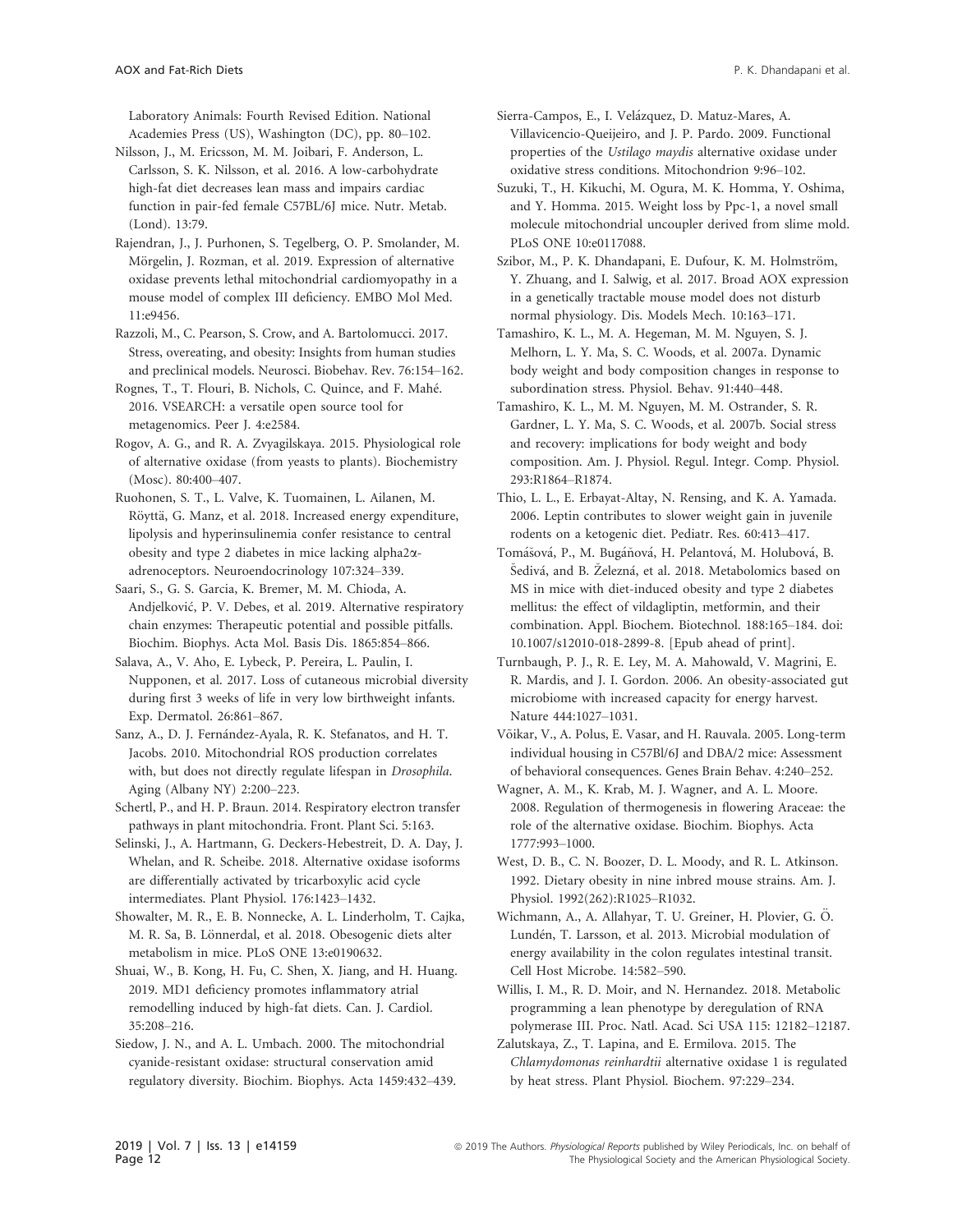Laboratory Animals: Fourth Revised Edition. National Academies Press (US), Washington (DC), pp. 80–102.

Nilsson, J., M. Ericsson, M. M. Joibari, F. Anderson, L. Carlsson, S. K. Nilsson, et al. 2016. A low-carbohydrate high-fat diet decreases lean mass and impairs cardiac function in pair-fed female C57BL/6J mice. Nutr. Metab. (Lond). 13:79.

Rajendran, J., J. Purhonen, S. Tegelberg, O. P. Smolander, M. Mörgelin, J. Rozman, et al. 2019. Expression of alternative oxidase prevents lethal mitochondrial cardiomyopathy in a mouse model of complex III deficiency. EMBO Mol Med. 11:e9456.

Razzoli, M., C. Pearson, S. Crow, and A. Bartolomucci. 2017. Stress, overeating, and obesity: Insights from human studies and preclinical models. Neurosci. Biobehav. Rev. 76:154–162.

Rognes, T., T. Flouri, B. Nichols, C. Quince, and F. Mahé. 2016. VSEARCH: a versatile open source tool for metagenomics. Peer J. 4:e2584.

Rogov, A. G., and R. A. Zvyagilskaya. 2015. Physiological role of alternative oxidase (from yeasts to plants). Biochemistry (Mosc). 80:400–407.

Ruohonen, S. T., L. Valve, K. Tuomainen, L. Ailanen, M. Röyttä, G. Manz, et al. 2018. Increased energy expenditure, lipolysis and hyperinsulinemia confer resistance to central obesity and type 2 diabetes in mice lacking alpha2α-adrenoceptors. Neuroendocrinology 107:324–339.

Saari, S., G. S. Garcia, K. Bremer, M. M. Chioda, A. Andjelković, P. V. Debes, et al. 2019. Alternative respiratory chain enzymes: Therapeutic potential and possible pitfalls. Biochim. Biophys. Acta Mol. Basis Dis. 1865:854–866.

Salava, A., V. Aho, E. Lybeck, P. Pereira, L. Paulin, I. Nupponen, et al. 2017. Loss of cutaneous microbial diversity during first 3 weeks of life in very low birthweight infants. Exp. Dermatol. 26:861–867.

Sanz, A., D. J. Fernández-Ayala, R. K. Stefanatos, and H. T. Jacobs. 2010. Mitochondrial ROS production correlates with, but does not directly regulate lifespan in *Drosophila*. Aging (Albany NY) 2:200–223.

Schertl, P., and H. P. Braun. 2014. Respiratory electron transfer pathways in plant mitochondria. Front. Plant Sci. 5:163.

Selinski, J., A. Hartmann, G. Deckers-Hebestreit, D. A. Day, J. Whelan, and R. Scheibe. 2018. Alternative oxidase isoforms are differentially activated by tricarboxylic acid cycle intermediates. Plant Physiol. 176:1423–1432.

Showalter, M. R., E. B. Nonnecke, A. L. Linderholm, T. Cajka, M. R. Sa, B. Lönnerdal, et al. 2018. Obesogenic diets alter metabolism in mice. PLoS ONE 13:e0190632.

Shuai, W., B. Kong, H. Fu, C. Shen, X. Jiang, and H. Huang. 2019. MD1 deficiency promotes inflammatory atrial remodelling induced by high-fat diets. Can. J. Cardiol. 35:208–216.

Siedow, J. N., and A. L. Umbach. 2000. The mitochondrial cyanide-resistant oxidase: structural conservation amid regulatory diversity. Biochim. Biophys. Acta 1459:432–439.

Sierra-Campos, E., I. Velázquez, D. Matuz-Mares, A. Villavicencio-Queijeiro, and J. P. Pardo. 2009. Functional properties of the *Ustilago maydis* alternative oxidase under oxidative stress conditions. Mitochondrion 9:96–102.

Suzuki, T., H. Kikuchi, M. Ogura, M. K. Homma, Y. Oshima, and Y. Homma. 2015. Weight loss by Ppc-1, a novel small molecule mitochondrial uncoupler derived from slime mold. PLoS ONE 10:e0117088.

Szibor, M., P. K. Dhandapani, E. Dufour, K. M. Holmström, Y. Zhuang, and I. Salwig, et al. 2017. Broad AOX expression in a genetically tractable mouse model does not disturb normal physiology. Dis. Models Mech. 10:163–171.

Tamashiro, K. L., M. A. Hegeman, M. M. Nguyen, S. J. Melhorn, L. Y. Ma, S. C. Woods, et al. 2007a. Dynamic body weight and body composition changes in response to subordination stress. Physiol. Behav. 91:440–448.

Tamashiro, K. L., M. M. Nguyen, M. M. Ostrander, S. R. Gardner, L. Y. Ma, S. C. Woods, et al. 2007b. Social stress and recovery: implications for body weight and body composition. Am. J. Physiol. Regul. Integr. Comp. Physiol. 293:R1864–R1874.

Thio, L. L., E. Erbayat-Altay, N. Rensing, and K. A. Yamada. 2006. Leptin contributes to slower weight gain in juvenile rodents on a ketogenic diet. Pediatr. Res. 60:413–417.

Tomášová, P., M. Bugáňová, H. Pelantová, M. Holubová, B. Šedivá, and B. Železná, et al. 2018. Metabolomics based on MS in mice with diet-induced obesity and type 2 diabetes mellitus: the effect of vildagliptin, metformin, and their combination. Appl. Biochem. Biotechnol. 188:165–184. doi: 10.1007/s12010-018-2899-8. [Epub ahead of print].

Turnbaugh, P. J., R. E. Ley, M. A. Mahowald, V. Magrini, E. R. Mardis, and J. I. Gordon. 2006. An obesity-associated gut microbiome with increased capacity for energy harvest. Nature 444:1027–1031.

Võikar, V., A. Polus, E. Vasar, and H. Rauvala. 2005. Long-term individual housing in C57Bl/6J and DBA/2 mice: Assessment of behavioral consequences. Genes Brain Behav. 4:240–252.

Wagner, A. M., K. Krab, M. J. Wagner, and A. L. Moore. 2008. Regulation of thermogenesis in flowering Araceae: the role of the alternative oxidase. Biochim. Biophys. Acta 1777:993–1000.

West, D. B., C. N. Boozer, D. L. Moody, and R. L. Atkinson. 1992. Dietary obesity in nine inbred mouse strains. Am. J. Physiol. 1992(262):R1025–R1032.

Wichmann, A., A. Allahyar, T. U. Greiner, H. Plovier, G. Ö. Lundén, T. Larsson, et al. 2013. Microbial modulation of energy availability in the colon regulates intestinal transit. Cell Host Microbe. 14:582–590.

Willis, I. M., R. D. Moir, and N. Hernandez. 2018. Metabolic programming a lean phenotype by deregulation of RNA polymerase III. Proc. Natl. Acad. Sci USA 115: 12182–12187.

Zalutskaya, Z., T. Lapina, and E. Ermilova. 2015. The *Chlamydomonas reinhardtii* alternative oxidase 1 is regulated by heat stress. Plant Physiol. Biochem. 97:229–234.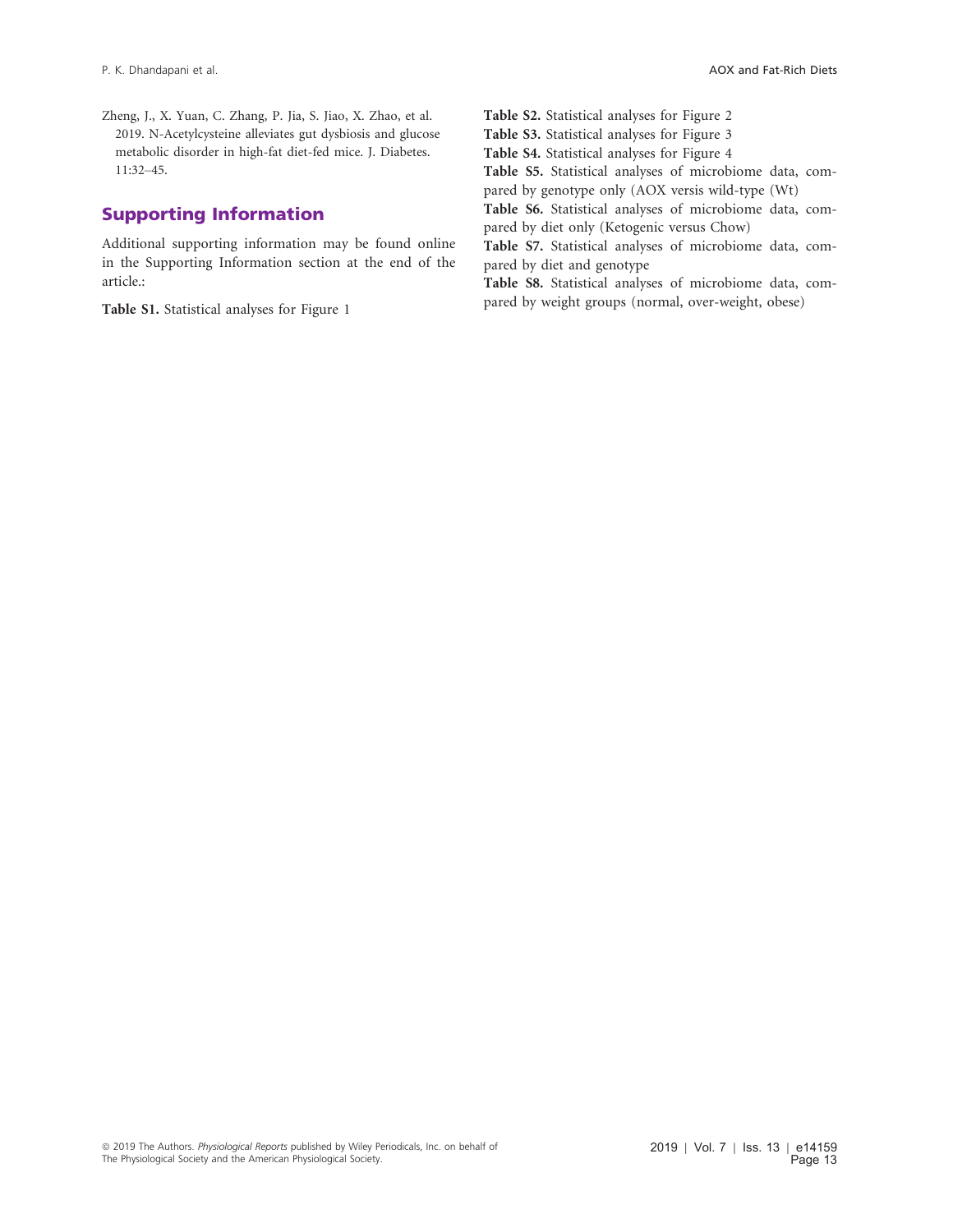Zheng, J., X. Yuan, C. Zhang, P. Jia, S. Jiao, X. Zhao, et al. 2019. N-Acetylcysteine alleviates gut dysbiosis and glucose metabolic disorder in high-fat diet-fed mice. J. Diabetes. 11:32–45.

## Supporting Information

Additional supporting information may be found online in the Supporting Information section at the end of the article.:

**Table S1.** Statistical analyses for Figure 1

**Table S2.** Statistical analyses for Figure 2

**Table S3.** Statistical analyses for Figure 3

**Table S4.** Statistical analyses for Figure 4

**Table S5.** Statistical analyses of microbiome data, compared by genotype only (AOX versis wild-type (Wt)

**Table S6.** Statistical analyses of microbiome data, compared by diet only (Ketogenic versus Chow)

**Table S7.** Statistical analyses of microbiome data, compared by diet and genotype

**Table S8.** Statistical analyses of microbiome data, compared by weight groups (normal, over-weight, obese)